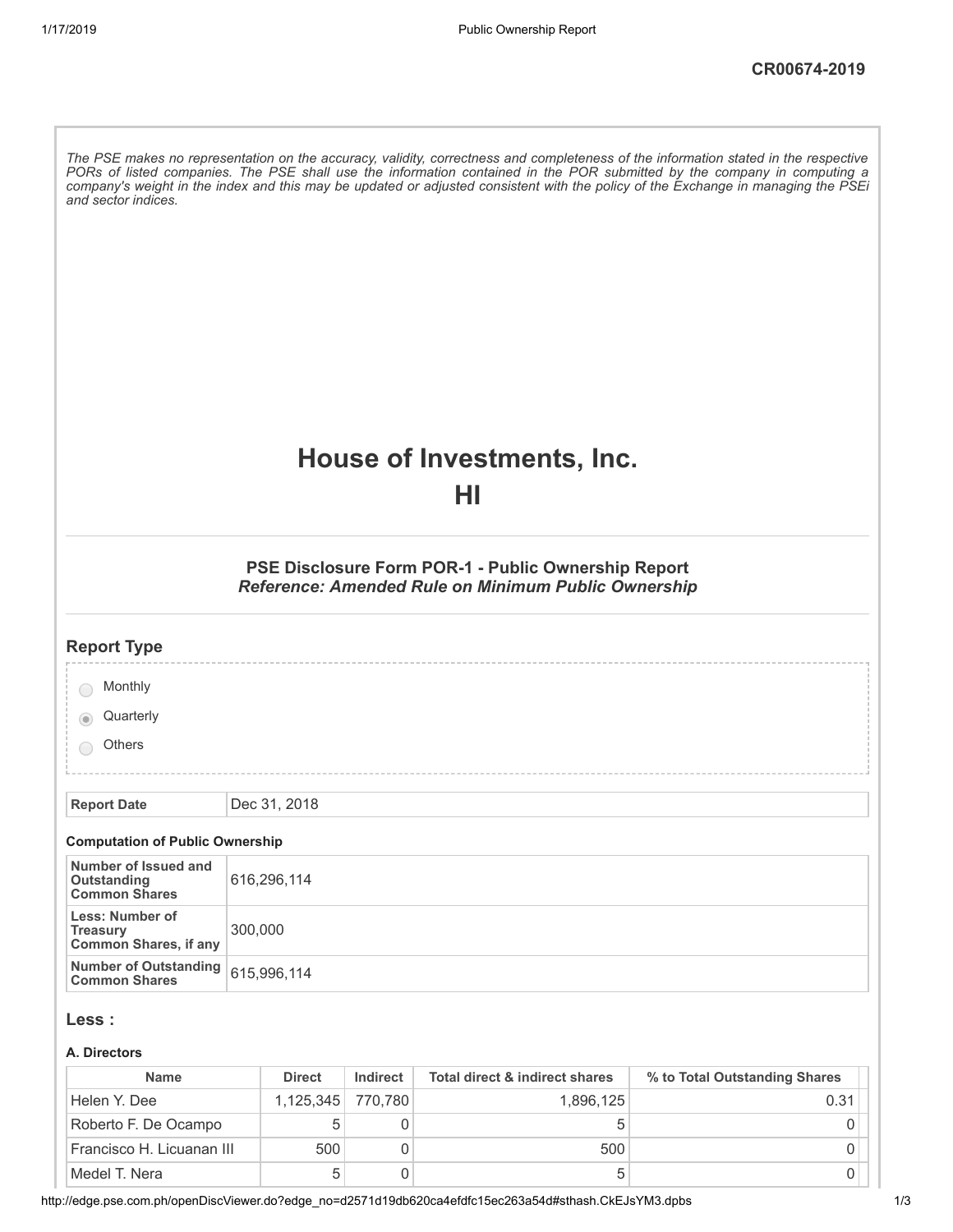CR00674-2019

*The PSE makes no representation on the accuracy, validity, correctness and completeness of the information stated in the respective PORs of listed companies. The PSE shall use the information contained in the POR submitted by the company in computing a company's weight in the index and this may be updated or adjusted consistent with the policy of the Exchange in managing the PSEi and sector indices.*

# House of Investments, Inc.
# HI

### PSE Disclosure Form POR-1 - Public Ownership Report
***Reference: Amended Rule on Minimum Public Ownership***

## Report Type

- Monthly
- Quarterly (selected)
- Others

| Report Date | Dec 31, 2018 |
|---|---|

**Computation of Public Ownership**

| | |
|---|---|
| **Number of Issued and Outstanding Common Shares** | 616,296,114 |
| **Less: Number of Treasury Common Shares, if any** | 300,000 |
| **Number of Outstanding Common Shares** | 615,996,114 |

## Less :

**A. Directors**

| Name | Direct | Indirect | Total direct & indirect shares | % to Total Outstanding Shares |
|---|---|---|---|---|
| Helen Y. Dee | 1,125,345 | 770,780 | 1,896,125 | 0.31 |
| Roberto F. De Ocampo | 5 | 0 | 5 | 0 |
| Francisco H. Licuanan III | 500 | 0 | 500 | 0 |
| Medel T. Nera | 5 | 0 | 5 | 0 |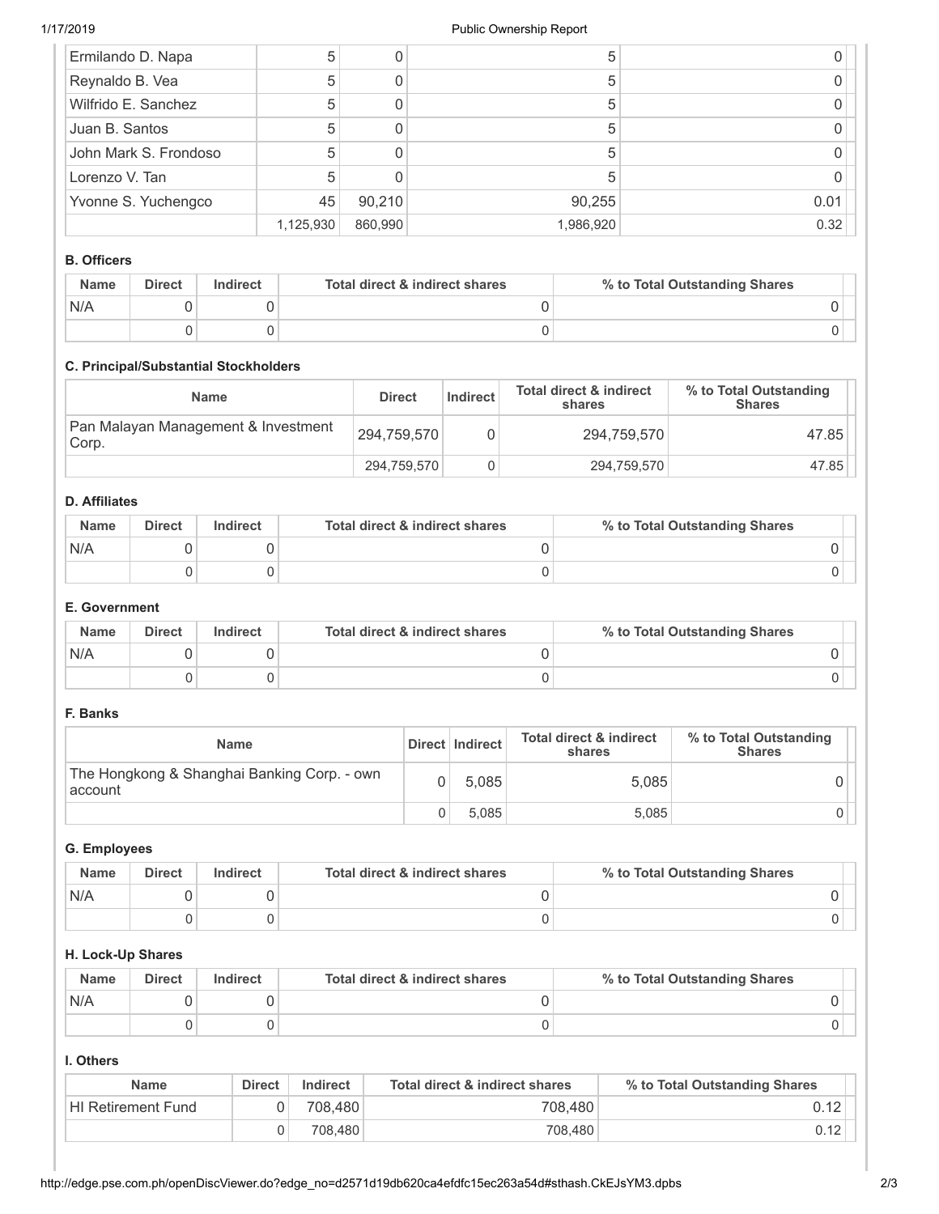| | | | | |
|---|---|---|---|---|
| Ermilando D. Napa | 5 | 0 | 5 | 0 |
| Reynaldo B. Vea | 5 | 0 | 5 | 0 |
| Wilfrido E. Sanchez | 5 | 0 | 5 | 0 |
| Juan B. Santos | 5 | 0 | 5 | 0 |
| John Mark S. Frondoso | 5 | 0 | 5 | 0 |
| Lorenzo V. Tan | 5 | 0 | 5 | 0 |
| Yvonne S. Yuchengco | 45 | 90,210 | 90,255 | 0.01 |
| | 1,125,930 | 860,990 | 1,986,920 | 0.32 |

**B. Officers**

| Name | Direct | Indirect | Total direct & indirect shares | % to Total Outstanding Shares |
|---|---|---|---|---|
| N/A | 0 | 0 | 0 | 0 |
| | 0 | 0 | 0 | 0 |

**C. Principal/Substantial Stockholders**

| Name | Direct | Indirect | Total direct & indirect shares | % to Total Outstanding Shares |
|---|---|---|---|---|
| Pan Malayan Management & Investment Corp. | 294,759,570 | 0 | 294,759,570 | 47.85 |
| | 294,759,570 | 0 | 294,759,570 | 47.85 |

**D. Affiliates**

| Name | Direct | Indirect | Total direct & indirect shares | % to Total Outstanding Shares |
|---|---|---|---|---|
| N/A | 0 | 0 | 0 | 0 |
| | 0 | 0 | 0 | 0 |

**E. Government**

| Name | Direct | Indirect | Total direct & indirect shares | % to Total Outstanding Shares |
|---|---|---|---|---|
| N/A | 0 | 0 | 0 | 0 |
| | 0 | 0 | 0 | 0 |

**F. Banks**

| Name | Direct | Indirect | Total direct & indirect shares | % to Total Outstanding Shares |
|---|---|---|---|---|
| The Hongkong & Shanghai Banking Corp. - own account | 0 | 5,085 | 5,085 | 0 |
| | 0 | 5,085 | 5,085 | 0 |

**G. Employees**

| Name | Direct | Indirect | Total direct & indirect shares | % to Total Outstanding Shares |
|---|---|---|---|---|
| N/A | 0 | 0 | 0 | 0 |
| | 0 | 0 | 0 | 0 |

**H. Lock-Up Shares**

| Name | Direct | Indirect | Total direct & indirect shares | % to Total Outstanding Shares |
|---|---|---|---|---|
| N/A | 0 | 0 | 0 | 0 |
| | 0 | 0 | 0 | 0 |

**I. Others**

| Name | Direct | Indirect | Total direct & indirect shares | % to Total Outstanding Shares |
|---|---|---|---|---|
| HI Retirement Fund | 0 | 708,480 | 708,480 | 0.12 |
| | 0 | 708,480 | 708,480 | 0.12 |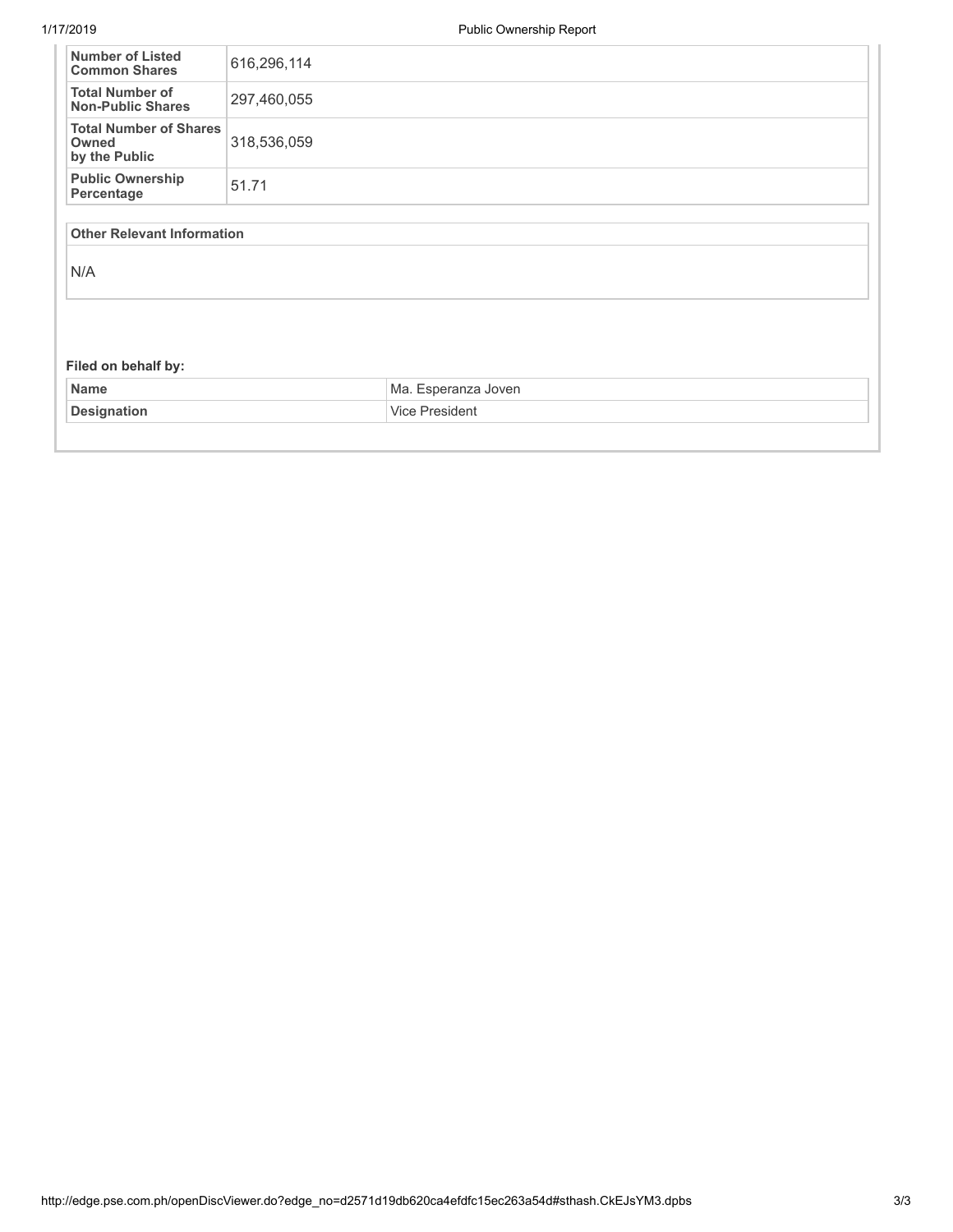| | |
|---|---|
| **Number of Listed Common Shares** | 616,296,114 |
| **Total Number of Non-Public Shares** | 297,460,055 |
| **Total Number of Shares Owned by the Public** | 318,536,059 |
| **Public Ownership Percentage** | 51.71 |

| **Other Relevant Information** |
|---|
| N/A |

**Filed on behalf by:**

| | |
|---|---|
| **Name** | Ma. Esperanza Joven |
| **Designation** | Vice President |